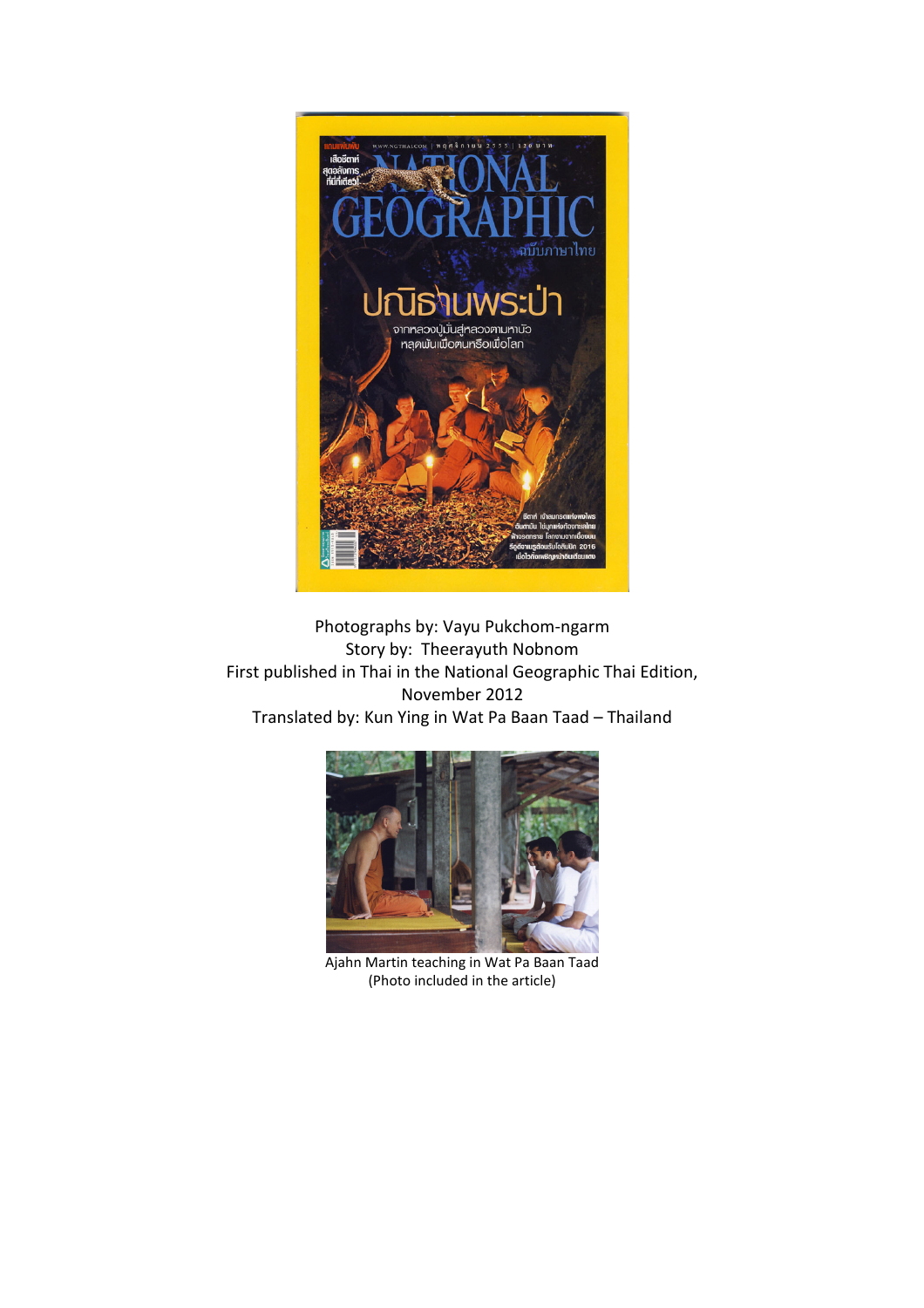Photographs by: Vayu Pukchom-ngarm
Story by: Theerayuth Nobnom
First published in Thai in the National Geographic Thai Edition, November 2012
Translated by: Kun Ying in Wat Pa Baan Taad – Thailand

Ajahn Martin teaching in Wat Pa Baan Taad
(Photo included in the article)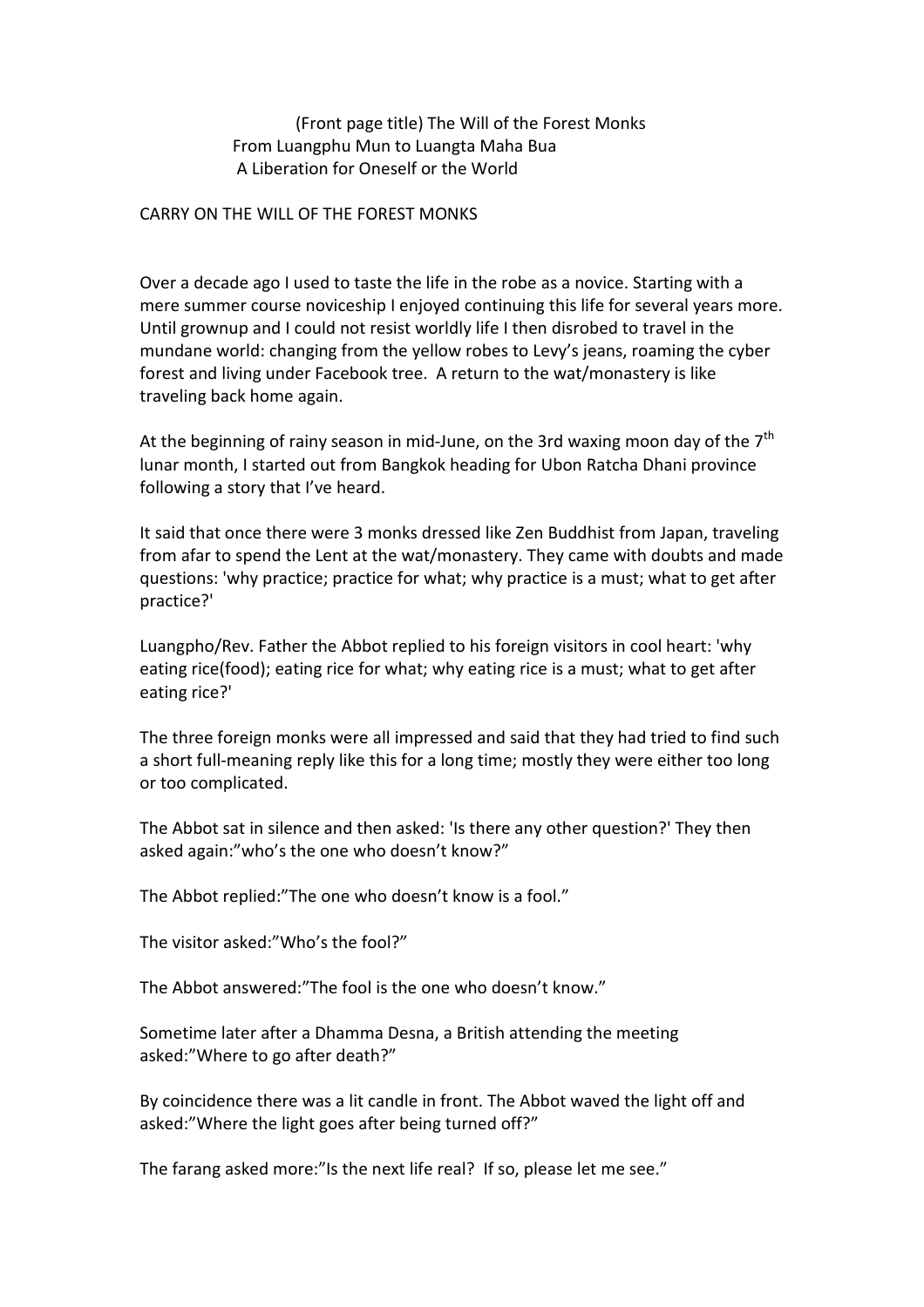(Front page title) The Will of the Forest Monks
From Luangphu Mun to Luangta Maha Bua
A Liberation for Oneself or the World

CARRY ON THE WILL OF THE FOREST MONKS

Over a decade ago I used to taste the life in the robe as a novice. Starting with a mere summer course noviceship I enjoyed continuing this life for several years more. Until grownup and I could not resist worldly life I then disrobed to travel in the mundane world: changing from the yellow robes to Levy's jeans, roaming the cyber forest and living under Facebook tree. A return to the wat/monastery is like traveling back home again.

At the beginning of rainy season in mid-June, on the 3rd waxing moon day of the 7th lunar month, I started out from Bangkok heading for Ubon Ratcha Dhani province following a story that I've heard.

It said that once there were 3 monks dressed like Zen Buddhist from Japan, traveling from afar to spend the Lent at the wat/monastery. They came with doubts and made questions: 'why practice; practice for what; why practice is a must; what to get after practice?'

Luangpho/Rev. Father the Abbot replied to his foreign visitors in cool heart: 'why eating rice(food); eating rice for what; why eating rice is a must; what to get after eating rice?'

The three foreign monks were all impressed and said that they had tried to find such a short full-meaning reply like this for a long time; mostly they were either too long or too complicated.

The Abbot sat in silence and then asked: 'Is there any other question?' They then asked again:"who's the one who doesn't know?"

The Abbot replied:"The one who doesn't know is a fool."

The visitor asked:"Who's the fool?"

The Abbot answered:"The fool is the one who doesn't know."

Sometime later after a Dhamma Desna, a British attending the meeting asked:"Where to go after death?"

By coincidence there was a lit candle in front. The Abbot waved the light off and asked:"Where the light goes after being turned off?"

The farang asked more:"Is the next life real? If so, please let me see."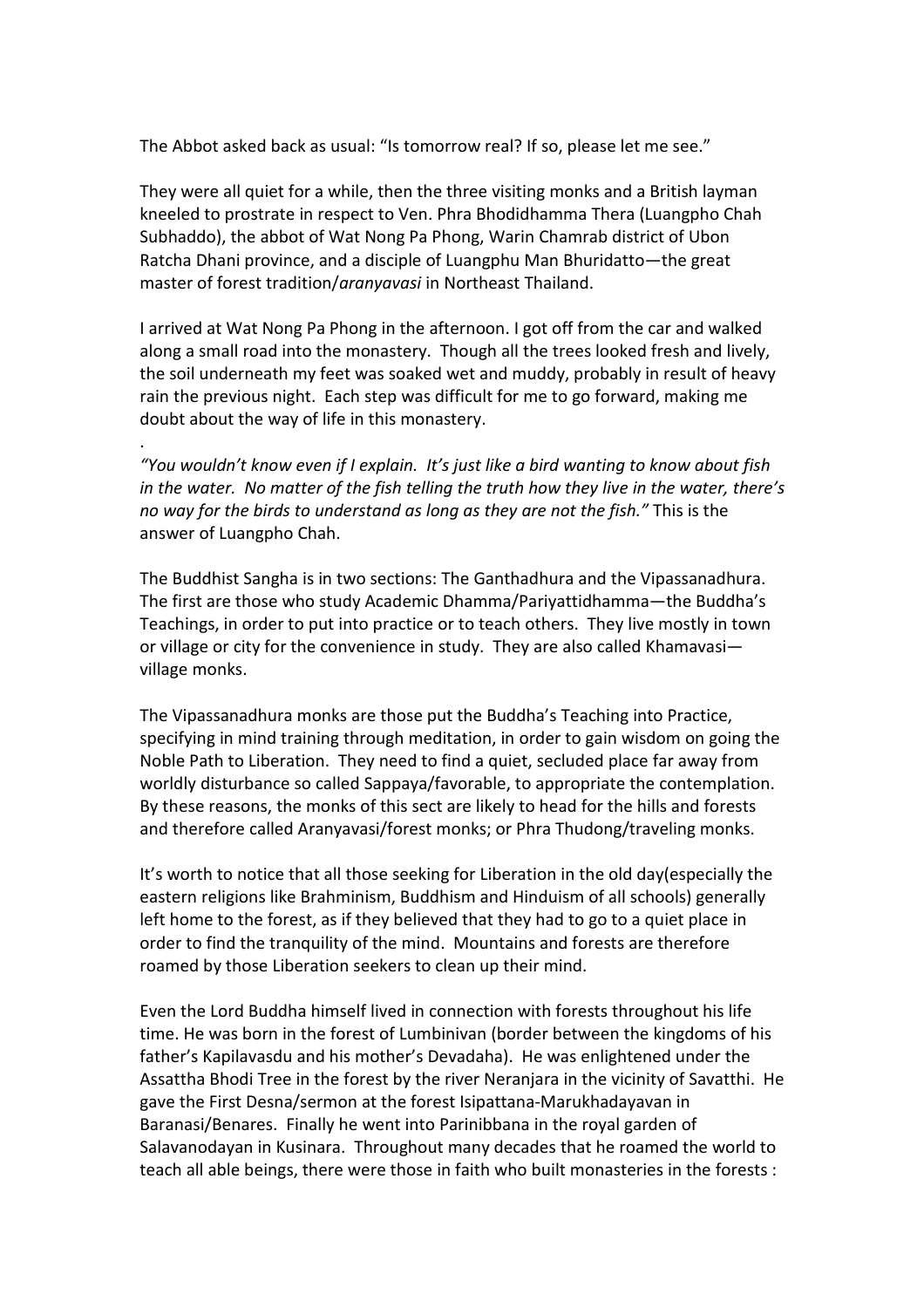The Abbot asked back as usual: "Is tomorrow real? If so, please let me see."

They were all quiet for a while, then the three visiting monks and a British layman kneeled to prostrate in respect to Ven. Phra Bhodidhamma Thera (Luangpho Chah Subhaddo), the abbot of Wat Nong Pa Phong, Warin Chamrab district of Ubon Ratcha Dhani province, and a disciple of Luangphu Man Bhuridatto—the great master of forest tradition/*aranyavasi* in Northeast Thailand.

I arrived at Wat Nong Pa Phong in the afternoon. I got off from the car and walked along a small road into the monastery. Though all the trees looked fresh and lively, the soil underneath my feet was soaked wet and muddy, probably in result of heavy rain the previous night. Each step was difficult for me to go forward, making me doubt about the way of life in this monastery.

.

*"You wouldn't know even if I explain. It's just like a bird wanting to know about fish in the water. No matter of the fish telling the truth how they live in the water, there's no way for the birds to understand as long as they are not the fish."* This is the answer of Luangpho Chah.

The Buddhist Sangha is in two sections: The Ganthadhura and the Vipassanadhura. The first are those who study Academic Dhamma/Pariyattidhamma—the Buddha's Teachings, in order to put into practice or to teach others. They live mostly in town or village or city for the convenience in study. They are also called Khamavasi—village monks.

The Vipassanadhura monks are those put the Buddha's Teaching into Practice, specifying in mind training through meditation, in order to gain wisdom on going the Noble Path to Liberation. They need to find a quiet, secluded place far away from worldly disturbance so called Sappaya/favorable, to appropriate the contemplation. By these reasons, the monks of this sect are likely to head for the hills and forests and therefore called Aranyavasi/forest monks; or Phra Thudong/traveling monks.

It's worth to notice that all those seeking for Liberation in the old day(especially the eastern religions like Brahminism, Buddhism and Hinduism of all schools) generally left home to the forest, as if they believed that they had to go to a quiet place in order to find the tranquility of the mind. Mountains and forests are therefore roamed by those Liberation seekers to clean up their mind.

Even the Lord Buddha himself lived in connection with forests throughout his life time. He was born in the forest of Lumbinivan (border between the kingdoms of his father's Kapilavasdu and his mother's Devadaha). He was enlightened under the Assattha Bhodi Tree in the forest by the river Neranjara in the vicinity of Savatthi. He gave the First Desna/sermon at the forest Isipattana-Marukhadayavan in Baranasi/Benares. Finally he went into Parinibbana in the royal garden of Salavanodayan in Kusinara. Throughout many decades that he roamed the world to teach all able beings, there were those in faith who built monasteries in the forests :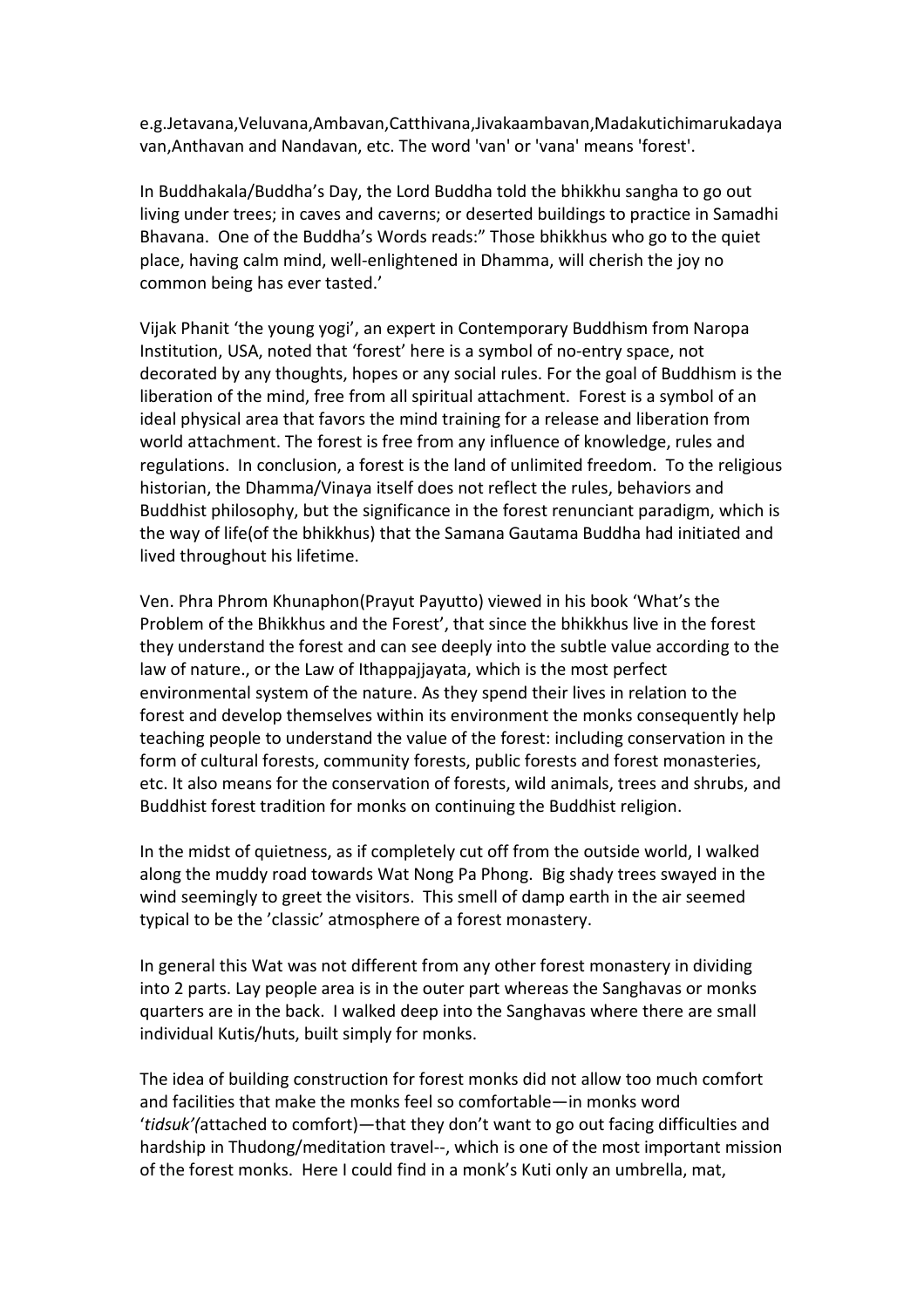e.g.Jetavana,Veluvana,Ambavan,Catthivana,Jivakaambavan,Madakutichimarukadaya van,Anthavan and Nandavan, etc. The word 'van' or 'vana' means 'forest'.

In Buddhakala/Buddha's Day, the Lord Buddha told the bhikkhu sangha to go out living under trees; in caves and caverns; or deserted buildings to practice in Samadhi Bhavana. One of the Buddha's Words reads:" Those bhikkhus who go to the quiet place, having calm mind, well-enlightened in Dhamma, will cherish the joy no common being has ever tasted.'

Vijak Phanit 'the young yogi', an expert in Contemporary Buddhism from Naropa Institution, USA, noted that 'forest' here is a symbol of no-entry space, not decorated by any thoughts, hopes or any social rules. For the goal of Buddhism is the liberation of the mind, free from all spiritual attachment. Forest is a symbol of an ideal physical area that favors the mind training for a release and liberation from world attachment. The forest is free from any influence of knowledge, rules and regulations. In conclusion, a forest is the land of unlimited freedom. To the religious historian, the Dhamma/Vinaya itself does not reflect the rules, behaviors and Buddhist philosophy, but the significance in the forest renunciant paradigm, which is the way of life(of the bhikkhus) that the Samana Gautama Buddha had initiated and lived throughout his lifetime.

Ven. Phra Phrom Khunaphon(Prayut Payutto) viewed in his book 'What's the Problem of the Bhikkhus and the Forest', that since the bhikkhus live in the forest they understand the forest and can see deeply into the subtle value according to the law of nature., or the Law of Ithappajjayata, which is the most perfect environmental system of the nature. As they spend their lives in relation to the forest and develop themselves within its environment the monks consequently help teaching people to understand the value of the forest: including conservation in the form of cultural forests, community forests, public forests and forest monasteries, etc. It also means for the conservation of forests, wild animals, trees and shrubs, and Buddhist forest tradition for monks on continuing the Buddhist religion.

In the midst of quietness, as if completely cut off from the outside world, I walked along the muddy road towards Wat Nong Pa Phong. Big shady trees swayed in the wind seemingly to greet the visitors. This smell of damp earth in the air seemed typical to be the 'classic' atmosphere of a forest monastery.

In general this Wat was not different from any other forest monastery in dividing into 2 parts. Lay people area is in the outer part whereas the Sanghavas or monks quarters are in the back. I walked deep into the Sanghavas where there are small individual Kutis/huts, built simply for monks.

The idea of building construction for forest monks did not allow too much comfort and facilities that make the monks feel so comfortable—in monks word '*tidsuk'(*attached to comfort)—that they don't want to go out facing difficulties and hardship in Thudong/meditation travel--, which is one of the most important mission of the forest monks. Here I could find in a monk's Kuti only an umbrella, mat,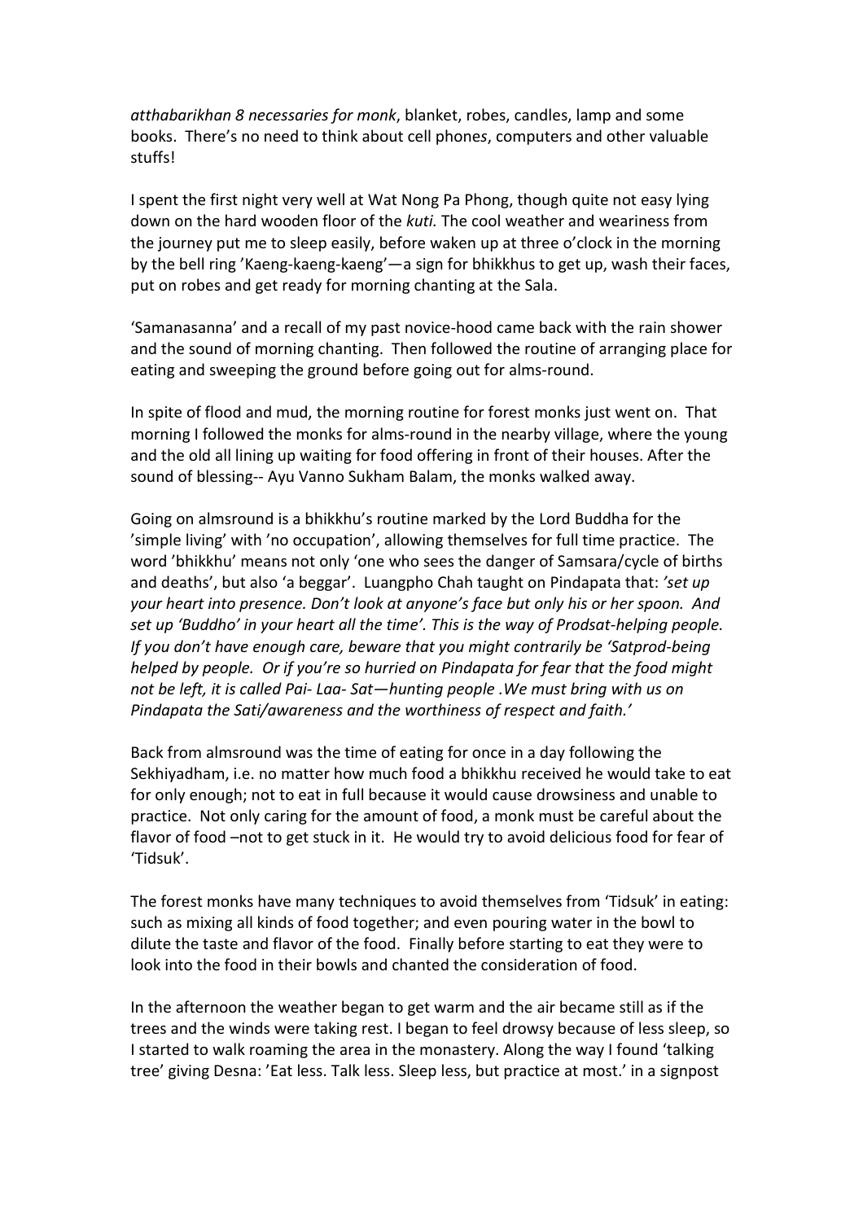*atthabarikhan 8 necessaries for monk*, blanket, robes, candles, lamp and some books. There's no need to think about cell phones, computers and other valuable stuffs!

I spent the first night very well at Wat Nong Pa Phong, though quite not easy lying down on the hard wooden floor of the *kuti.* The cool weather and weariness from the journey put me to sleep easily, before waken up at three o'clock in the morning by the bell ring 'Kaeng-kaeng-kaeng'—a sign for bhikkhus to get up, wash their faces, put on robes and get ready for morning chanting at the Sala.

'Samanasanna' and a recall of my past novice-hood came back with the rain shower and the sound of morning chanting. Then followed the routine of arranging place for eating and sweeping the ground before going out for alms-round.

In spite of flood and mud, the morning routine for forest monks just went on. That morning I followed the monks for alms-round in the nearby village, where the young and the old all lining up waiting for food offering in front of their houses. After the sound of blessing-- Ayu Vanno Sukham Balam, the monks walked away.

Going on almsround is a bhikkhu's routine marked by the Lord Buddha for the 'simple living' with 'no occupation', allowing themselves for full time practice. The word 'bhikkhu' means not only 'one who sees the danger of Samsara/cycle of births and deaths', but also 'a beggar'. Luangpho Chah taught on Pindapata that: *'set up your heart into presence. Don't look at anyone's face but only his or her spoon. And set up 'Buddho' in your heart all the time'. This is the way of Prodsat-helping people. If you don't have enough care, beware that you might contrarily be 'Satprod-being helped by people. Or if you're so hurried on Pindapata for fear that the food might not be left, it is called Pai- Laa- Sat—hunting people .We must bring with us on Pindapata the Sati/awareness and the worthiness of respect and faith.'*

Back from almsround was the time of eating for once in a day following the Sekhiyadham, i.e. no matter how much food a bhikkhu received he would take to eat for only enough; not to eat in full because it would cause drowsiness and unable to practice. Not only caring for the amount of food, a monk must be careful about the flavor of food –not to get stuck in it. He would try to avoid delicious food for fear of 'Tidsuk'.

The forest monks have many techniques to avoid themselves from 'Tidsuk' in eating: such as mixing all kinds of food together; and even pouring water in the bowl to dilute the taste and flavor of the food. Finally before starting to eat they were to look into the food in their bowls and chanted the consideration of food.

In the afternoon the weather began to get warm and the air became still as if the trees and the winds were taking rest. I began to feel drowsy because of less sleep, so I started to walk roaming the area in the monastery. Along the way I found 'talking tree' giving Desna: 'Eat less. Talk less. Sleep less, but practice at most.' in a signpost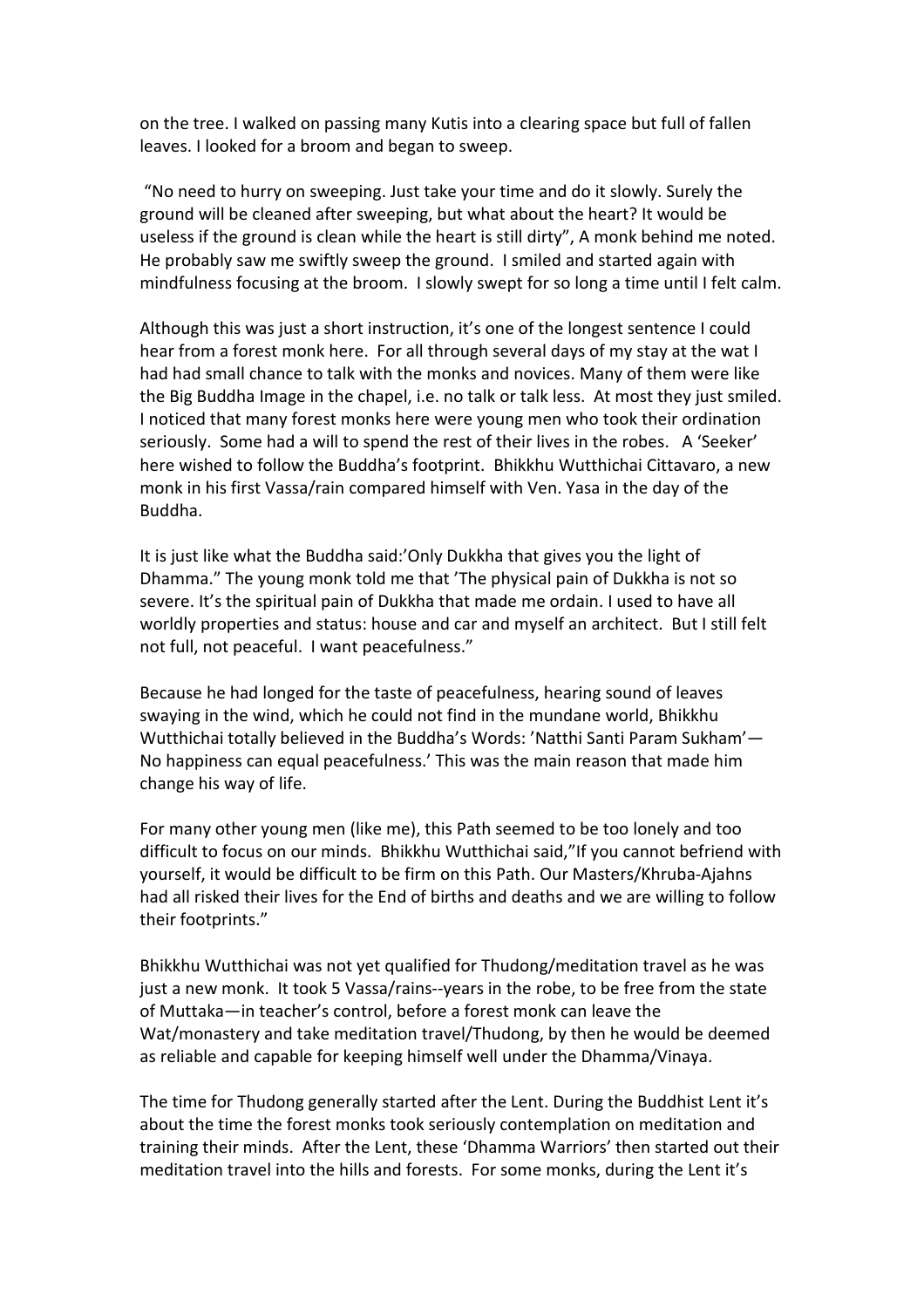on the tree. I walked on passing many Kutis into a clearing space but full of fallen leaves. I looked for a broom and began to sweep.

"No need to hurry on sweeping. Just take your time and do it slowly. Surely the ground will be cleaned after sweeping, but what about the heart? It would be useless if the ground is clean while the heart is still dirty", A monk behind me noted. He probably saw me swiftly sweep the ground. I smiled and started again with mindfulness focusing at the broom. I slowly swept for so long a time until I felt calm.

Although this was just a short instruction, it's one of the longest sentence I could hear from a forest monk here. For all through several days of my stay at the wat I had had small chance to talk with the monks and novices. Many of them were like the Big Buddha Image in the chapel, i.e. no talk or talk less. At most they just smiled. I noticed that many forest monks here were young men who took their ordination seriously. Some had a will to spend the rest of their lives in the robes. A 'Seeker' here wished to follow the Buddha's footprint. Bhikkhu Wutthichai Cittavaro, a new monk in his first Vassa/rain compared himself with Ven. Yasa in the day of the Buddha.

It is just like what the Buddha said:'Only Dukkha that gives you the light of Dhamma." The young monk told me that 'The physical pain of Dukkha is not so severe. It's the spiritual pain of Dukkha that made me ordain. I used to have all worldly properties and status: house and car and myself an architect. But I still felt not full, not peaceful. I want peacefulness."

Because he had longed for the taste of peacefulness, hearing sound of leaves swaying in the wind, which he could not find in the mundane world, Bhikkhu Wutthichai totally believed in the Buddha's Words: 'Natthi Santi Param Sukham'— No happiness can equal peacefulness.' This was the main reason that made him change his way of life.

For many other young men (like me), this Path seemed to be too lonely and too difficult to focus on our minds. Bhikkhu Wutthichai said,"If you cannot befriend with yourself, it would be difficult to be firm on this Path. Our Masters/Khruba-Ajahns had all risked their lives for the End of births and deaths and we are willing to follow their footprints."

Bhikkhu Wutthichai was not yet qualified for Thudong/meditation travel as he was just a new monk. It took 5 Vassa/rains--years in the robe, to be free from the state of Muttaka—in teacher's control, before a forest monk can leave the Wat/monastery and take meditation travel/Thudong, by then he would be deemed as reliable and capable for keeping himself well under the Dhamma/Vinaya.

The time for Thudong generally started after the Lent. During the Buddhist Lent it's about the time the forest monks took seriously contemplation on meditation and training their minds. After the Lent, these 'Dhamma Warriors' then started out their meditation travel into the hills and forests. For some monks, during the Lent it's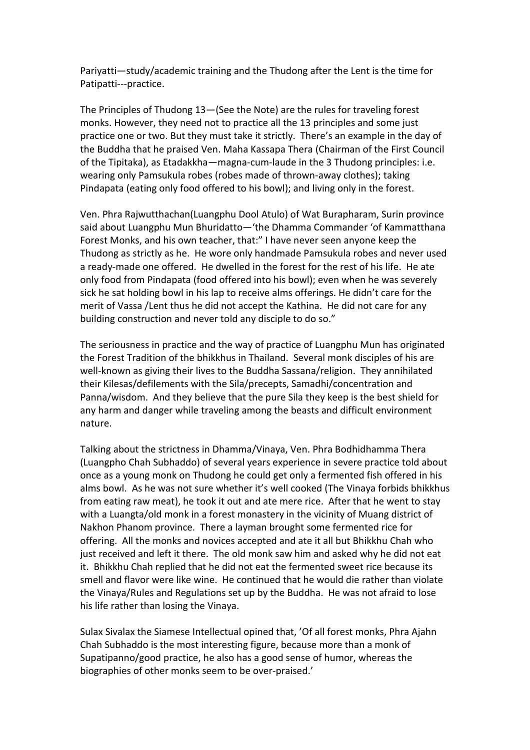Pariyatti—study/academic training and the Thudong after the Lent is the time for Patipatti---practice.

The Principles of Thudong 13—(See the Note) are the rules for traveling forest monks. However, they need not to practice all the 13 principles and some just practice one or two. But they must take it strictly. There's an example in the day of the Buddha that he praised Ven. Maha Kassapa Thera (Chairman of the First Council of the Tipitaka), as Etadakkha—magna-cum-laude in the 3 Thudong principles: i.e. wearing only Pamsukula robes (robes made of thrown-away clothes); taking Pindapata (eating only food offered to his bowl); and living only in the forest.

Ven. Phra Rajwutthachan(Luangphu Dool Atulo) of Wat Burapharam, Surin province said about Luangphu Mun Bhuridatto—'the Dhamma Commander 'of Kammatthana Forest Monks, and his own teacher, that:" I have never seen anyone keep the Thudong as strictly as he. He wore only handmade Pamsukula robes and never used a ready-made one offered. He dwelled in the forest for the rest of his life. He ate only food from Pindapata (food offered into his bowl); even when he was severely sick he sat holding bowl in his lap to receive alms offerings. He didn't care for the merit of Vassa /Lent thus he did not accept the Kathina. He did not care for any building construction and never told any disciple to do so."

The seriousness in practice and the way of practice of Luangphu Mun has originated the Forest Tradition of the bhikkhus in Thailand. Several monk disciples of his are well-known as giving their lives to the Buddha Sassana/religion. They annihilated their Kilesas/defilements with the Sila/precepts, Samadhi/concentration and Panna/wisdom. And they believe that the pure Sila they keep is the best shield for any harm and danger while traveling among the beasts and difficult environment nature.

Talking about the strictness in Dhamma/Vinaya, Ven. Phra Bodhidhamma Thera (Luangpho Chah Subhaddo) of several years experience in severe practice told about once as a young monk on Thudong he could get only a fermented fish offered in his alms bowl. As he was not sure whether it's well cooked (The Vinaya forbids bhikkhus from eating raw meat), he took it out and ate mere rice. After that he went to stay with a Luangta/old monk in a forest monastery in the vicinity of Muang district of Nakhon Phanom province. There a layman brought some fermented rice for offering. All the monks and novices accepted and ate it all but Bhikkhu Chah who just received and left it there. The old monk saw him and asked why he did not eat it. Bhikkhu Chah replied that he did not eat the fermented sweet rice because its smell and flavor were like wine. He continued that he would die rather than violate the Vinaya/Rules and Regulations set up by the Buddha. He was not afraid to lose his life rather than losing the Vinaya.

Sulax Sivalax the Siamese Intellectual opined that, 'Of all forest monks, Phra Ajahn Chah Subhaddo is the most interesting figure, because more than a monk of Supatipanno/good practice, he also has a good sense of humor, whereas the biographies of other monks seem to be over-praised.'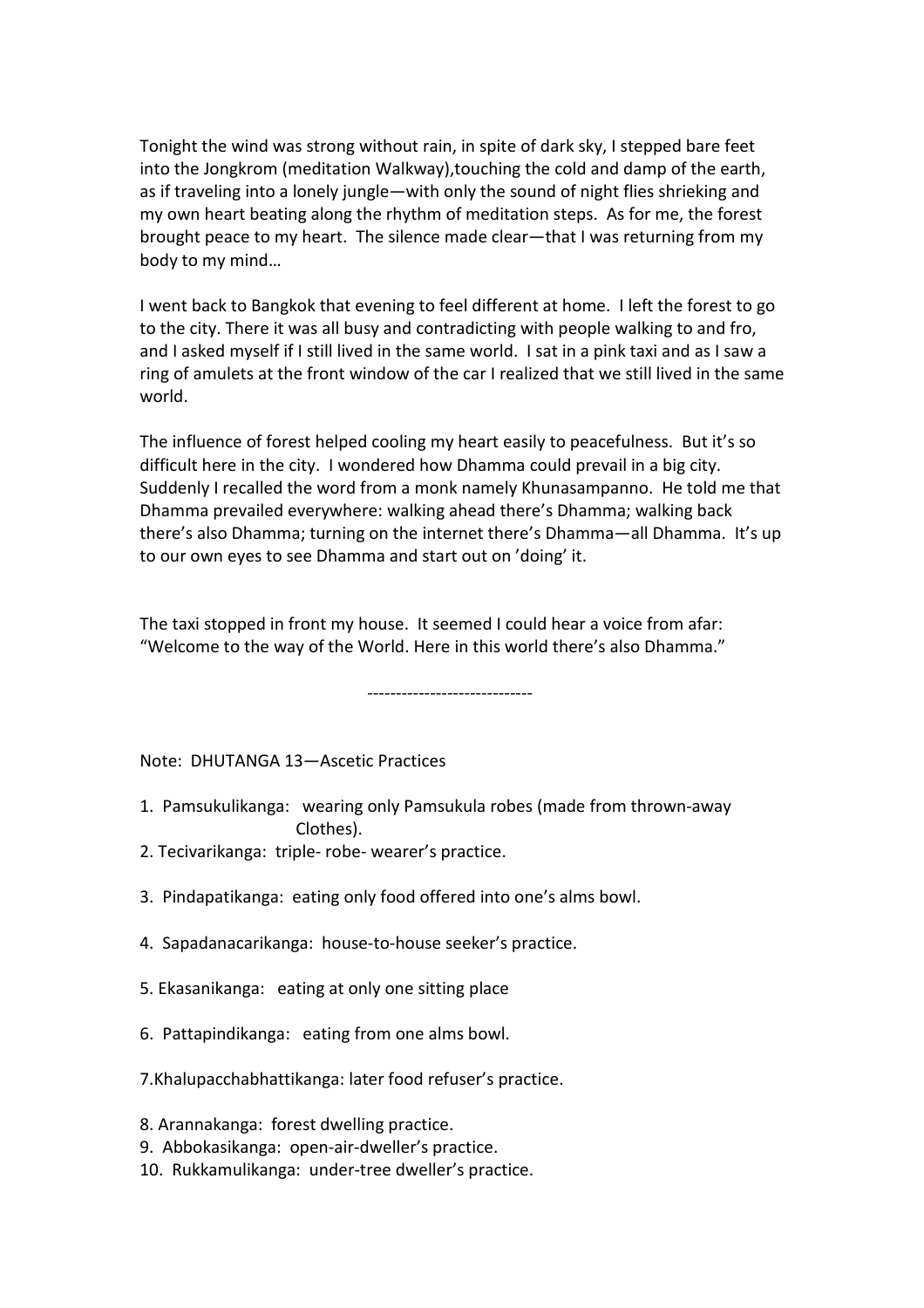Tonight the wind was strong without rain, in spite of dark sky, I stepped bare feet into the Jongkrom (meditation Walkway),touching the cold and damp of the earth, as if traveling into a lonely jungle—with only the sound of night flies shrieking and my own heart beating along the rhythm of meditation steps. As for me, the forest brought peace to my heart. The silence made clear—that I was returning from my body to my mind…

I went back to Bangkok that evening to feel different at home. I left the forest to go to the city. There it was all busy and contradicting with people walking to and fro, and I asked myself if I still lived in the same world. I sat in a pink taxi and as I saw a ring of amulets at the front window of the car I realized that we still lived in the same world.

The influence of forest helped cooling my heart easily to peacefulness. But it's so difficult here in the city. I wondered how Dhamma could prevail in a big city. Suddenly I recalled the word from a monk namely Khunasampanno. He told me that Dhamma prevailed everywhere: walking ahead there's Dhamma; walking back there's also Dhamma; turning on the internet there's Dhamma—all Dhamma. It's up to our own eyes to see Dhamma and start out on 'doing' it.

The taxi stopped in front my house. It seemed I could hear a voice from afar: "Welcome to the way of the World. Here in this world there's also Dhamma."

-----------------------------

Note: DHUTANGA 13—Ascetic Practices

1. Pamsukulikanga: wearing only Pamsukula robes (made from thrown-away Clothes).
2. Tecivarikanga: triple- robe- wearer's practice.
3. Pindapatikanga: eating only food offered into one's alms bowl.
4. Sapadanacarikanga: house-to-house seeker's practice.
5. Ekasanikanga: eating at only one sitting place
6. Pattapindikanga: eating from one alms bowl.
7. Khalupacchabhattikanga: later food refuser's practice.
8. Arannakanga: forest dwelling practice.
9. Abbokasikanga: open-air-dweller's practice.
10. Rukkamulikanga: under-tree dweller's practice.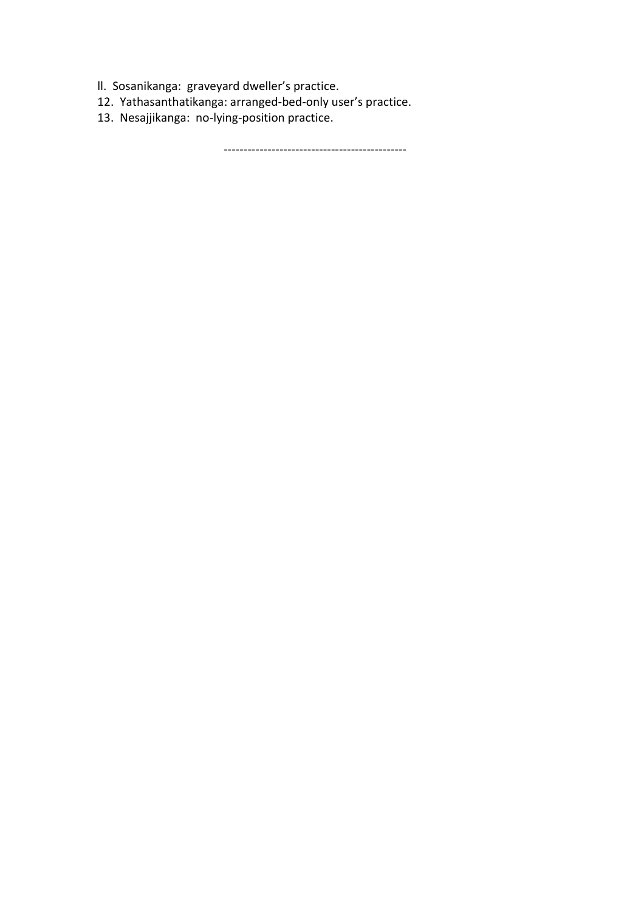ll. Sosanikanga: graveyard dweller's practice.
12. Yathasanthatikanga: arranged-bed-only user's practice.
13. Nesajjikanga: no-lying-position practice.

----------------------------------------------